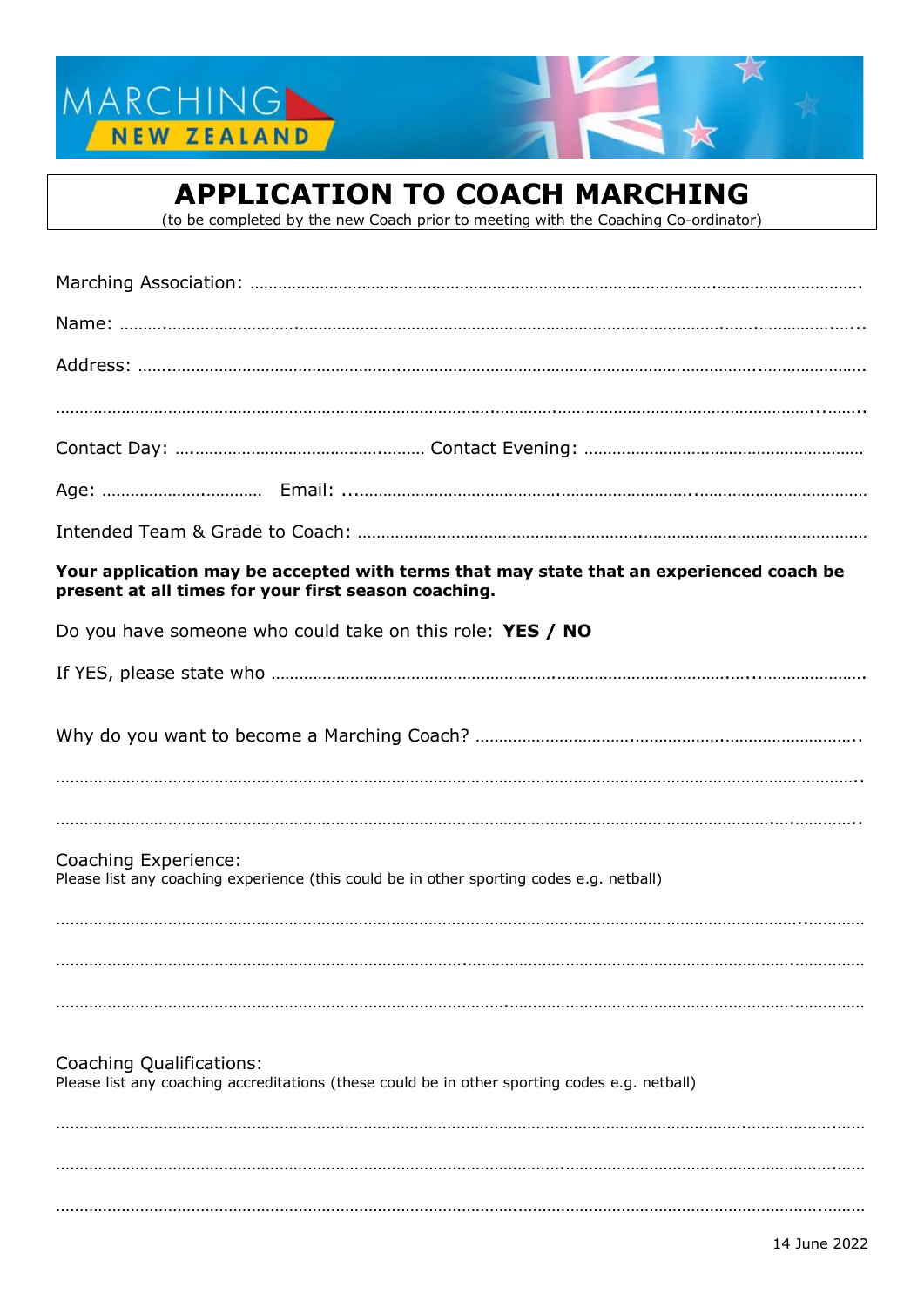MARCHING NEW ZEALAND

# APPLICATION TO COACH MARCHING

(to be completed by the new Coach prior to meeting with the Coaching Co-ordinator)

Marching Association: ……………………………………………………………………………………………………………….

Name: ……………………………………………………………………………………………………………………………………

Address: …………………………………………………………………………………………………………………………………

……………………………………………………………………………………………………………………………………………….

Contact Day: ……………………………………………… Contact Evening: ……………………………………………………

Age: …………………………… Email: ………………………………………………………………………………………………

Intended Team & Grade to Coach: …………………………………………………………………………………………………

**Your application may be accepted with terms that may state that an experienced coach be present at all times for your first season coaching.**

Do you have someone who could take on this role: **YES / NO**

If YES, please state who ……………………………………………………………………………………………………………

Why do you want to become a Marching Coach? ……………………………………………………………………………

……………………………………………………………………………………………………………………………………………….

……………………………………………………………………………………………………………………………………………….

Coaching Experience:
Please list any coaching experience (this could be in other sporting codes e.g. netball)

……………………………………………………………………………………………………………………………………………….

……………………………………………………………………………………………………………………………………………….

……………………………………………………………………………………………………………………………………………….

Coaching Qualifications:
Please list any coaching accreditations (these could be in other sporting codes e.g. netball)

……………………………………………………………………………………………………………………………………………….

……………………………………………………………………………………………………………………………………………….

……………………………………………………………………………………………………………………………………………….

14 June 2022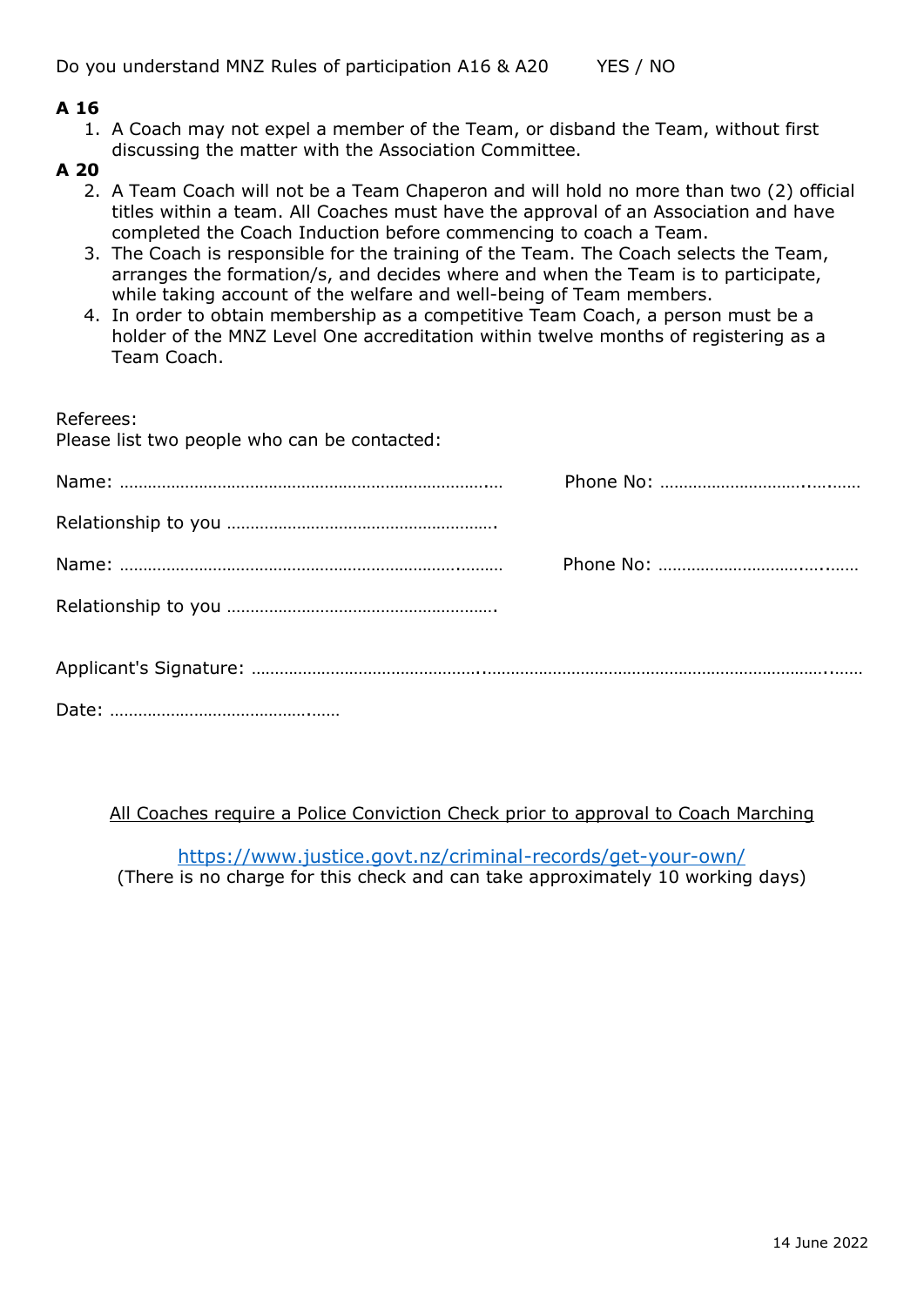Do you understand MNZ Rules of participation A16 & A20 YES / NO

**A 16**

1. A Coach may not expel a member of the Team, or disband the Team, without first discussing the matter with the Association Committee.

**A 20**

2. A Team Coach will not be a Team Chaperon and will hold no more than two (2) official titles within a team. All Coaches must have the approval of an Association and have completed the Coach Induction before commencing to coach a Team.
3. The Coach is responsible for the training of the Team. The Coach selects the Team, arranges the formation/s, and decides where and when the Team is to participate, while taking account of the welfare and well-being of Team members.
4. In order to obtain membership as a competitive Team Coach, a person must be a holder of the MNZ Level One accreditation within twelve months of registering as a Team Coach.

Referees:
Please list two people who can be contacted:

Name: …………………………………………………………………….… Phone No: ……………………….....……

Relationship to you ………………………………………………….

Name: …………………………………………………………………..……… Phone No: ……………………….....……

Relationship to you ………………………………………………….

Applicant's Signature: ………………………………………..……………………………………………………………..……

Date: …………………………………….……

<u>All Coaches require a Police Conviction Check prior to approval to Coach Marching</u>

https://www.justice.govt.nz/criminal-records/get-your-own/
(There is no charge for this check and can take approximately 10 working days)

14 June 2022